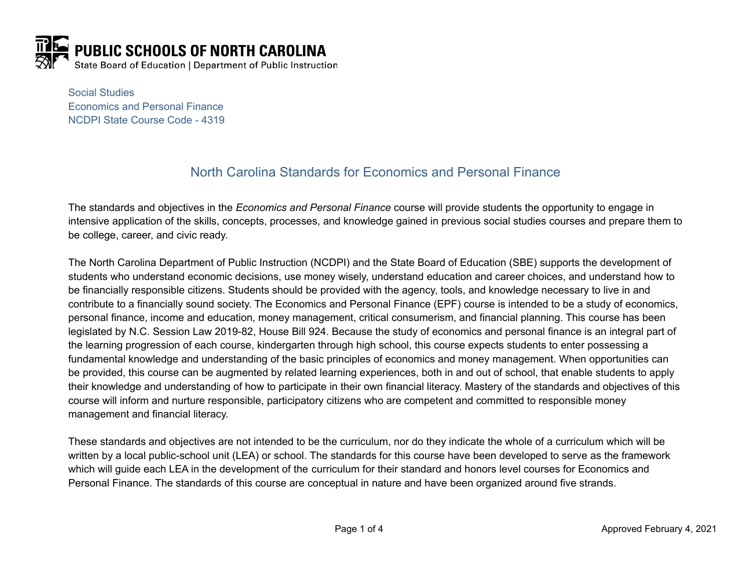**PUBLIC SCHOOLS OF NORTH CAROLINA**
State Board of Education | Department of Public Instruction

Social Studies
Economics and Personal Finance
NCDPI State Course Code - 4319

# North Carolina Standards for Economics and Personal Finance

The standards and objectives in the *Economics and Personal Finance* course will provide students the opportunity to engage in intensive application of the skills, concepts, processes, and knowledge gained in previous social studies courses and prepare them to be college, career, and civic ready.

The North Carolina Department of Public Instruction (NCDPI) and the State Board of Education (SBE) supports the development of students who understand economic decisions, use money wisely, understand education and career choices, and understand how to be financially responsible citizens. Students should be provided with the agency, tools, and knowledge necessary to live in and contribute to a financially sound society. The Economics and Personal Finance (EPF) course is intended to be a study of economics, personal finance, income and education, money management, critical consumerism, and financial planning. This course has been legislated by N.C. Session Law 2019-82, House Bill 924. Because the study of economics and personal finance is an integral part of the learning progression of each course, kindergarten through high school, this course expects students to enter possessing a fundamental knowledge and understanding of the basic principles of economics and money management. When opportunities can be provided, this course can be augmented by related learning experiences, both in and out of school, that enable students to apply their knowledge and understanding of how to participate in their own financial literacy. Mastery of the standards and objectives of this course will inform and nurture responsible, participatory citizens who are competent and committed to responsible money management and financial literacy.

These standards and objectives are not intended to be the curriculum, nor do they indicate the whole of a curriculum which will be written by a local public-school unit (LEA) or school. The standards for this course have been developed to serve as the framework which will guide each LEA in the development of the curriculum for their standard and honors level courses for Economics and Personal Finance. The standards of this course are conceptual in nature and have been organized around five strands.

Approved February 4, 2021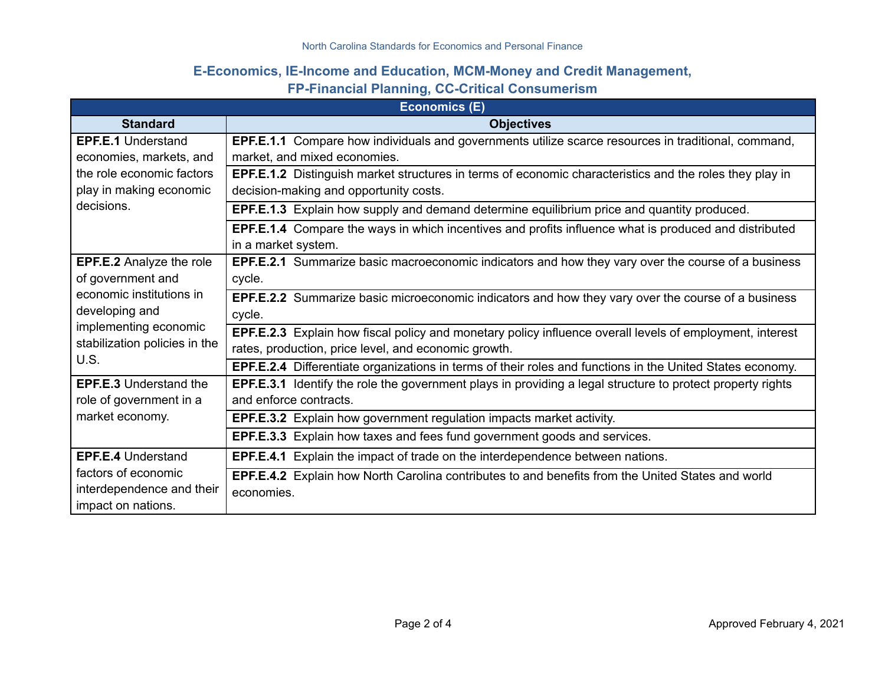**E-Economics, IE-Income and Education, MCM-Money and Credit Management, FP-Financial Planning, CC-Critical Consumerism**

| Economics (E) | |
|---|---|
| **Standard** | **Objectives** |
| **EPF.E.1** Understand economies, markets, and the role economic factors play in making economic decisions. | **EPF.E.1.1** Compare how individuals and governments utilize scarce resources in traditional, command, market, and mixed economies. |
| | **EPF.E.1.2** Distinguish market structures in terms of economic characteristics and the roles they play in decision-making and opportunity costs. |
| | **EPF.E.1.3** Explain how supply and demand determine equilibrium price and quantity produced. |
| | **EPF.E.1.4** Compare the ways in which incentives and profits influence what is produced and distributed in a market system. |
| **EPF.E.2** Analyze the role of government and economic institutions in developing and implementing economic stabilization policies in the U.S. | **EPF.E.2.1** Summarize basic macroeconomic indicators and how they vary over the course of a business cycle. |
| | **EPF.E.2.2** Summarize basic microeconomic indicators and how they vary over the course of a business cycle. |
| | **EPF.E.2.3** Explain how fiscal policy and monetary policy influence overall levels of employment, interest rates, production, price level, and economic growth. |
| | **EPF.E.2.4** Differentiate organizations in terms of their roles and functions in the United States economy. |
| **EPF.E.3** Understand the role of government in a market economy. | **EPF.E.3.1** Identify the role the government plays in providing a legal structure to protect property rights and enforce contracts. |
| | **EPF.E.3.2** Explain how government regulation impacts market activity. |
| | **EPF.E.3.3** Explain how taxes and fees fund government goods and services. |
| **EPF.E.4** Understand factors of economic interdependence and their impact on nations. | **EPF.E.4.1** Explain the impact of trade on the interdependence between nations. |
| | **EPF.E.4.2** Explain how North Carolina contributes to and benefits from the United States and world economies. |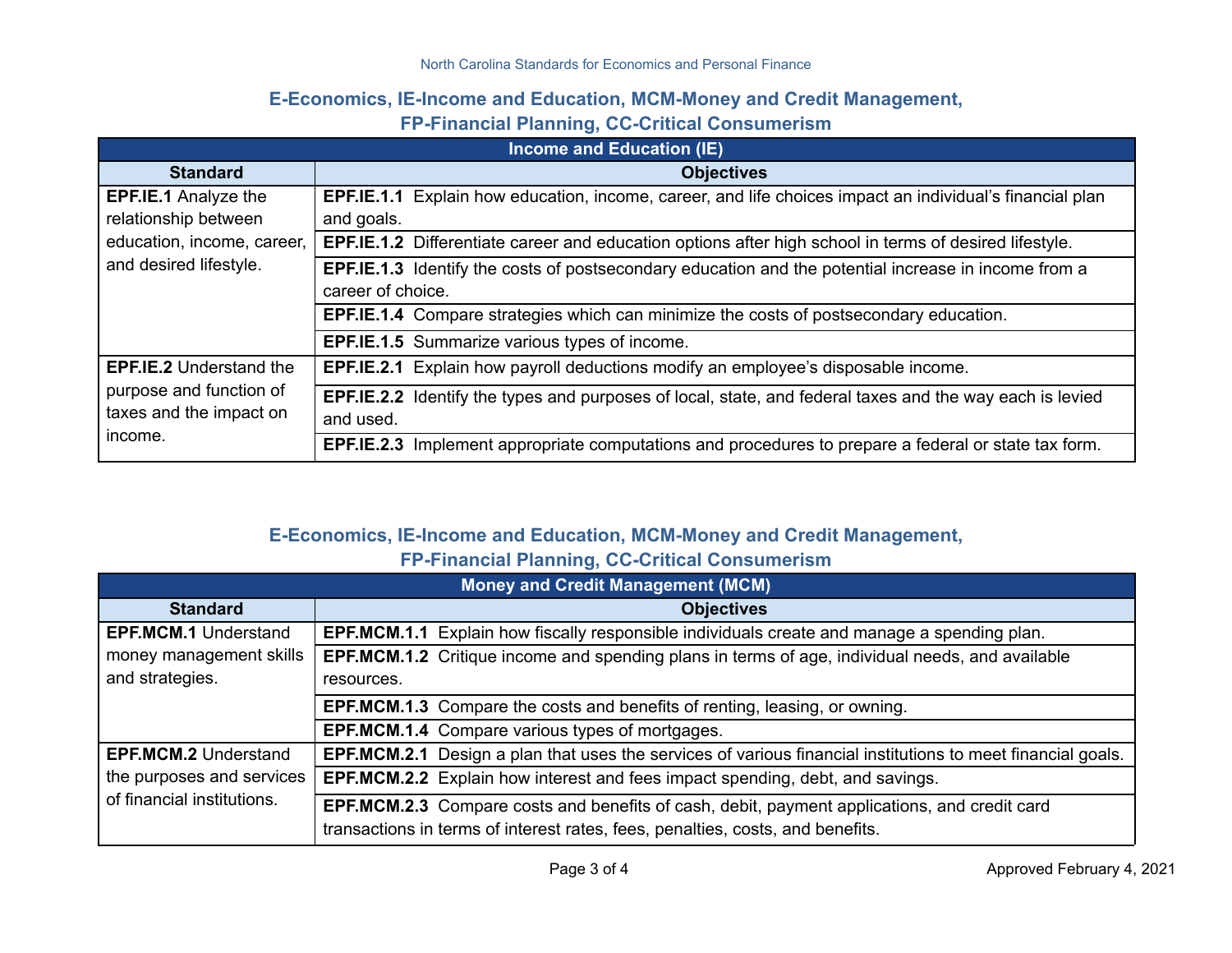## E-Economics, IE-Income and Education, MCM-Money and Credit Management, FP-Financial Planning, CC-Critical Consumerism

| Income and Education (IE) | |
|---|---|
| **Standard** | **Objectives** |
| **EPF.IE.1** Analyze the relationship between education, income, career, and desired lifestyle. | **EPF.IE.1.1** Explain how education, income, career, and life choices impact an individual's financial plan and goals. |
| | **EPF.IE.1.2** Differentiate career and education options after high school in terms of desired lifestyle. |
| | **EPF.IE.1.3** Identify the costs of postsecondary education and the potential increase in income from a career of choice. |
| | **EPF.IE.1.4** Compare strategies which can minimize the costs of postsecondary education. |
| | **EPF.IE.1.5** Summarize various types of income. |
| **EPF.IE.2** Understand the purpose and function of taxes and the impact on income. | **EPF.IE.2.1** Explain how payroll deductions modify an employee's disposable income. |
| | **EPF.IE.2.2** Identify the types and purposes of local, state, and federal taxes and the way each is levied and used. |
| | **EPF.IE.2.3** Implement appropriate computations and procedures to prepare a federal or state tax form. |

## E-Economics, IE-Income and Education, MCM-Money and Credit Management, FP-Financial Planning, CC-Critical Consumerism

| Money and Credit Management (MCM) | |
|---|---|
| **Standard** | **Objectives** |
| **EPF.MCM.1** Understand money management skills and strategies. | **EPF.MCM.1.1** Explain how fiscally responsible individuals create and manage a spending plan. |
| | **EPF.MCM.1.2** Critique income and spending plans in terms of age, individual needs, and available resources. |
| | **EPF.MCM.1.3** Compare the costs and benefits of renting, leasing, or owning. |
| | **EPF.MCM.1.4** Compare various types of mortgages. |
| **EPF.MCM.2** Understand the purposes and services of financial institutions. | **EPF.MCM.2.1** Design a plan that uses the services of various financial institutions to meet financial goals. |
| | **EPF.MCM.2.2** Explain how interest and fees impact spending, debt, and savings. |
| | **EPF.MCM.2.3** Compare costs and benefits of cash, debit, payment applications, and credit card transactions in terms of interest rates, fees, penalties, costs, and benefits. |

Approved February 4, 2021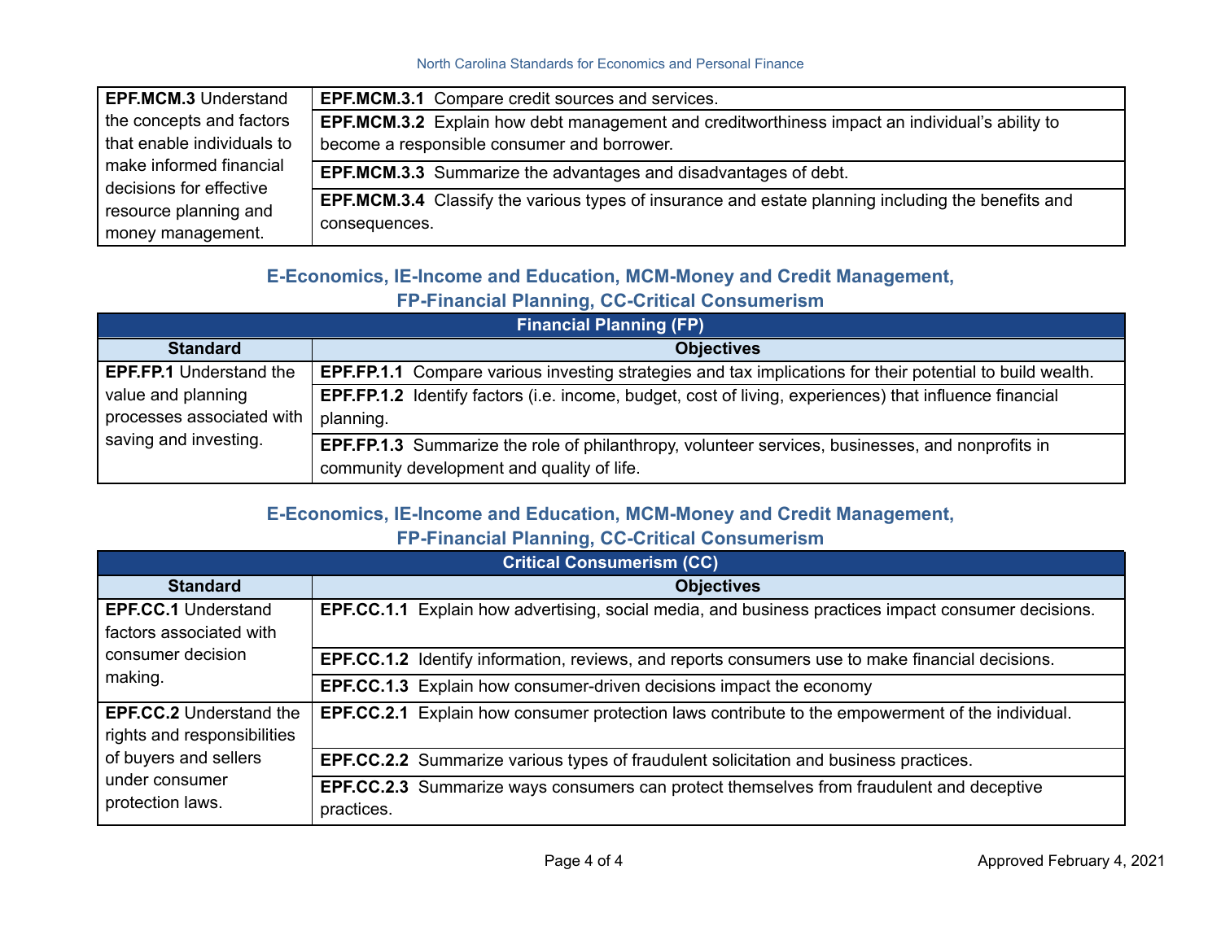| | |
|---|---|
| **EPF.MCM.3** Understand the concepts and factors that enable individuals to make informed financial decisions for effective resource planning and money management. | **EPF.MCM.3.1** Compare credit sources and services. |
| | **EPF.MCM.3.2** Explain how debt management and creditworthiness impact an individual's ability to become a responsible consumer and borrower. |
| | **EPF.MCM.3.3** Summarize the advantages and disadvantages of debt. |
| | **EPF.MCM.3.4** Classify the various types of insurance and estate planning including the benefits and consequences. |

### E-Economics, IE-Income and Education, MCM-Money and Credit Management, FP-Financial Planning, CC-Critical Consumerism

| Financial Planning (FP) | |
|---|---|
| **Standard** | **Objectives** |
| **EPF.FP.1** Understand the value and planning processes associated with saving and investing. | **EPF.FP.1.1** Compare various investing strategies and tax implications for their potential to build wealth. |
| | **EPF.FP.1.2** Identify factors (i.e. income, budget, cost of living, experiences) that influence financial planning. |
| | **EPF.FP.1.3** Summarize the role of philanthropy, volunteer services, businesses, and nonprofits in community development and quality of life. |

### E-Economics, IE-Income and Education, MCM-Money and Credit Management, FP-Financial Planning, CC-Critical Consumerism

| Critical Consumerism (CC) | |
|---|---|
| **Standard** | **Objectives** |
| **EPF.CC.1** Understand factors associated with consumer decision making. | **EPF.CC.1.1** Explain how advertising, social media, and business practices impact consumer decisions. |
| | **EPF.CC.1.2** Identify information, reviews, and reports consumers use to make financial decisions. |
| | **EPF.CC.1.3** Explain how consumer-driven decisions impact the economy |
| **EPF.CC.2** Understand the rights and responsibilities of buyers and sellers under consumer protection laws. | **EPF.CC.2.1** Explain how consumer protection laws contribute to the empowerment of the individual. |
| | **EPF.CC.2.2** Summarize various types of fraudulent solicitation and business practices. |
| | **EPF.CC.2.3** Summarize ways consumers can protect themselves from fraudulent and deceptive practices. |

Approved February 4, 2021